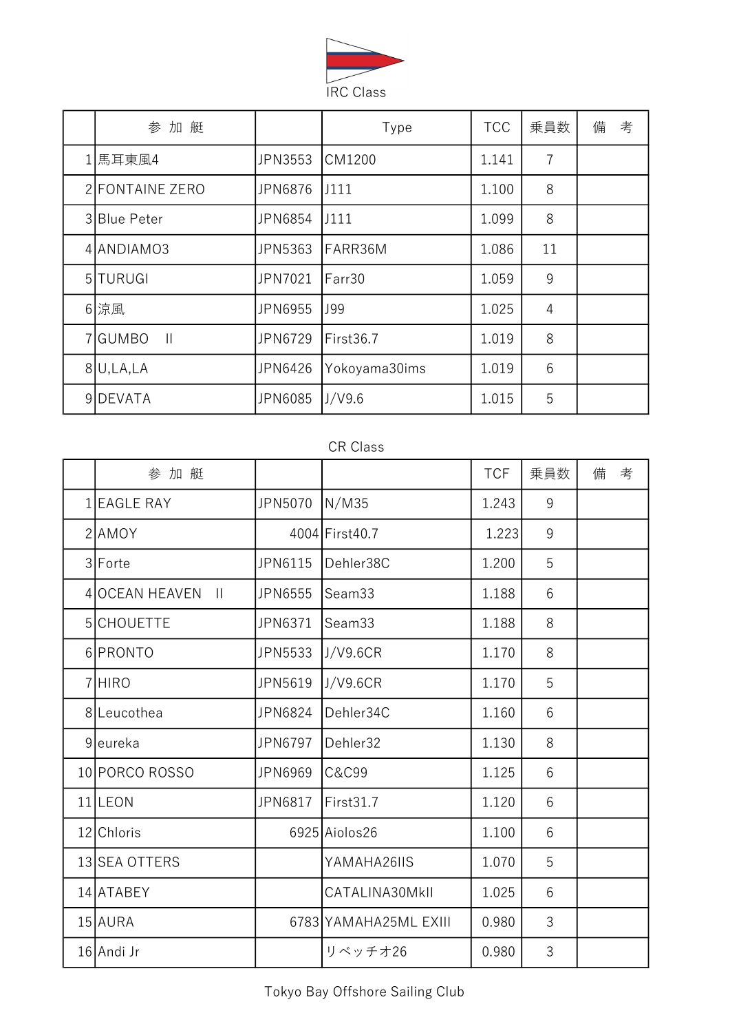IRC Class

| | 参 加 艇 | | Type | TCC | 乗員数 | 備　考 |
|---|---|---|---|---|---|---|
| 1 | 馬耳東風4 | JPN3553 | CM1200 | 1.141 | 7 | |
| 2 | FONTAINE ZERO | JPN6876 | J111 | 1.100 | 8 | |
| 3 | Blue Peter | JPN6854 | J111 | 1.099 | 8 | |
| 4 | ANDIAMO3 | JPN5363 | FARR36M | 1.086 | 11 | |
| 5 | TURUGI | JPN7021 | Farr30 | 1.059 | 9 | |
| 6 | 涼風 | JPN6955 | J99 | 1.025 | 4 | |
| 7 | GUMBO　II | JPN6729 | First36.7 | 1.019 | 8 | |
| 8 | U,LA,LA | JPN6426 | Yokoyama30ims | 1.019 | 6 | |
| 9 | DEVATA | JPN6085 | J/V9.6 | 1.015 | 5 | |

CR Class

| | 参 加 艇 | | | TCF | 乗員数 | 備　考 |
|---|---|---|---|---|---|---|
| 1 | EAGLE RAY | JPN5070 | N/M35 | 1.243 | 9 | |
| 2 | AMOY | 4004 | First40.7 | 1.223 | 9 | |
| 3 | Forte | JPN6115 | Dehler38C | 1.200 | 5 | |
| 4 | OCEAN HEAVEN　II | JPN6555 | Seam33 | 1.188 | 6 | |
| 5 | CHOUETTE | JPN6371 | Seam33 | 1.188 | 8 | |
| 6 | PRONTO | JPN5533 | J/V9.6CR | 1.170 | 8 | |
| 7 | HIRO | JPN5619 | J/V9.6CR | 1.170 | 5 | |
| 8 | Leucothea | JPN6824 | Dehler34C | 1.160 | 6 | |
| 9 | eureka | JPN6797 | Dehler32 | 1.130 | 8 | |
| 10 | PORCO ROSSO | JPN6969 | C&C99 | 1.125 | 6 | |
| 11 | LEON | JPN6817 | First31.7 | 1.120 | 6 | |
| 12 | Chloris | 6925 | Aiolos26 | 1.100 | 6 | |
| 13 | SEA OTTERS | | YAMAHA26IIS | 1.070 | 5 | |
| 14 | ATABEY | | CATALINA30MkII | 1.025 | 6 | |
| 15 | AURA | 6783 | YAMAHA25ML EXIII | 0.980 | 3 | |
| 16 | Andi Jr | | リベッチオ26 | 0.980 | 3 | |

Tokyo Bay Offshore Sailing Club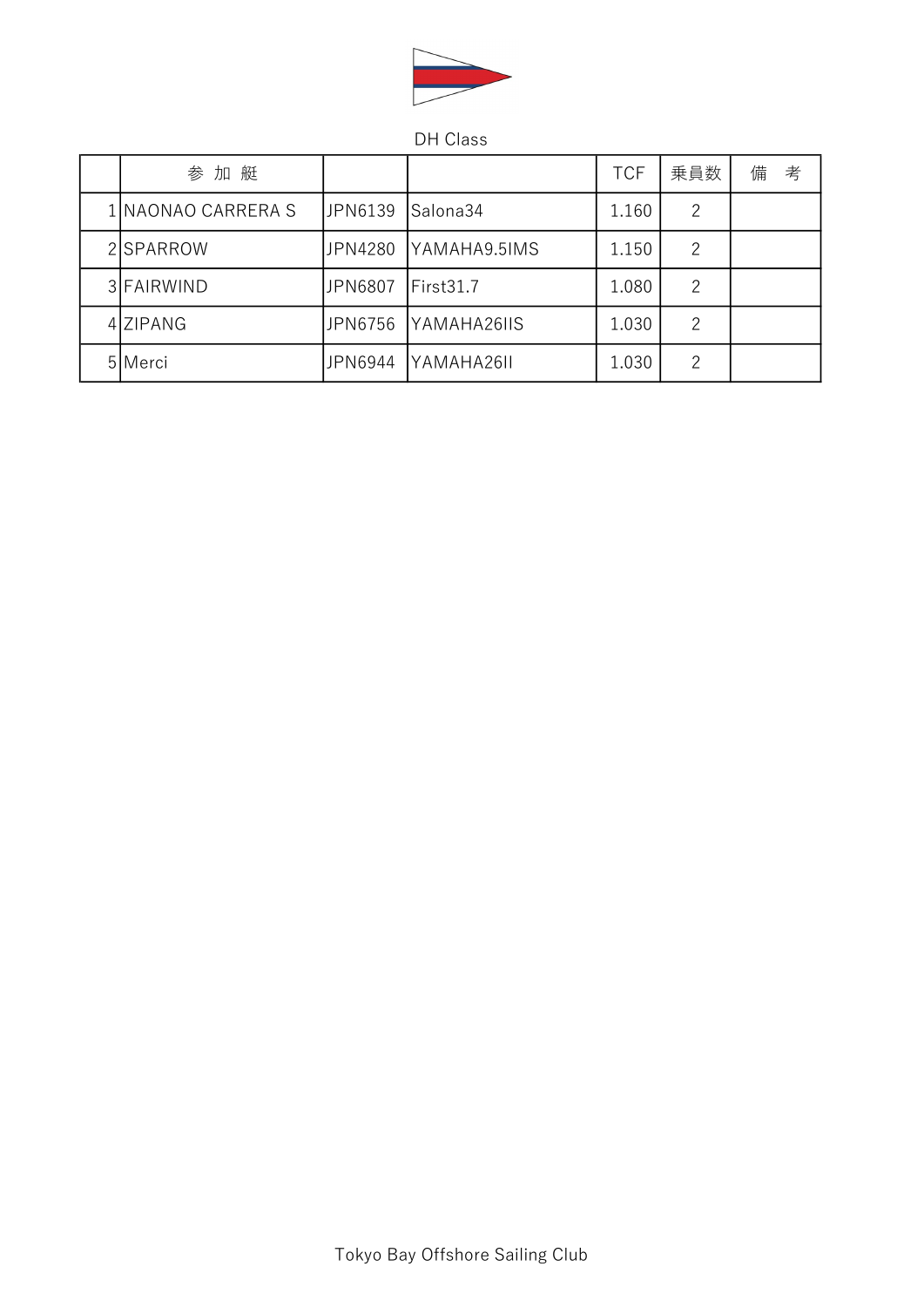DH Class

| | 参 加 艇 | | | TCF | 乗員数 | 備　考 |
|---|---|---|---|---|---|---|
| 1 | NAONAO CARRERA S | JPN6139 | Salona34 | 1.160 | 2 | |
| 2 | SPARROW | JPN4280 | YAMAHA9.5IMS | 1.150 | 2 | |
| 3 | FAIRWIND | JPN6807 | First31.7 | 1.080 | 2 | |
| 4 | ZIPANG | JPN6756 | YAMAHA26IIS | 1.030 | 2 | |
| 5 | Merci | JPN6944 | YAMAHA26II | 1.030 | 2 | |

Tokyo Bay Offshore Sailing Club